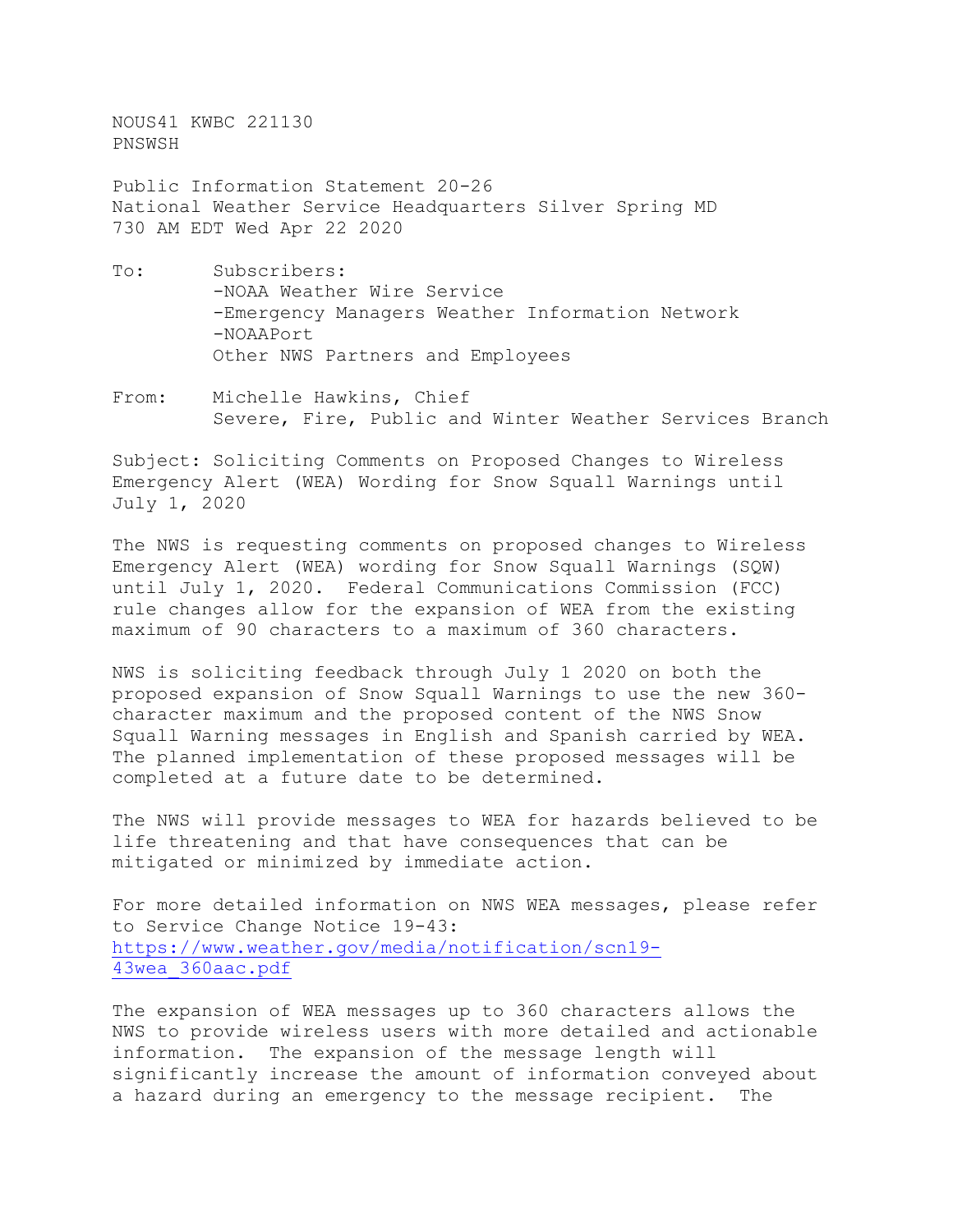NOUS41 KWBC 221130
PNSWSH

Public Information Statement 20-26
National Weather Service Headquarters Silver Spring MD
730 AM EDT Wed Apr 22 2020

To: Subscribers:
-NOAA Weather Wire Service
-Emergency Managers Weather Information Network
-NOAAPort
Other NWS Partners and Employees

From: Michelle Hawkins, Chief
Severe, Fire, Public and Winter Weather Services Branch

Subject: Soliciting Comments on Proposed Changes to Wireless Emergency Alert (WEA) Wording for Snow Squall Warnings until July 1, 2020

The NWS is requesting comments on proposed changes to Wireless Emergency Alert (WEA) wording for Snow Squall Warnings (SQW) until July 1, 2020. Federal Communications Commission (FCC) rule changes allow for the expansion of WEA from the existing maximum of 90 characters to a maximum of 360 characters.

NWS is soliciting feedback through July 1 2020 on both the proposed expansion of Snow Squall Warnings to use the new 360-character maximum and the proposed content of the NWS Snow Squall Warning messages in English and Spanish carried by WEA. The planned implementation of these proposed messages will be completed at a future date to be determined.

The NWS will provide messages to WEA for hazards believed to be life threatening and that have consequences that can be mitigated or minimized by immediate action.

For more detailed information on NWS WEA messages, please refer to Service Change Notice 19-43:
https://www.weather.gov/media/notification/scn19-43wea_360aac.pdf

The expansion of WEA messages up to 360 characters allows the NWS to provide wireless users with more detailed and actionable information. The expansion of the message length will significantly increase the amount of information conveyed about a hazard during an emergency to the message recipient. The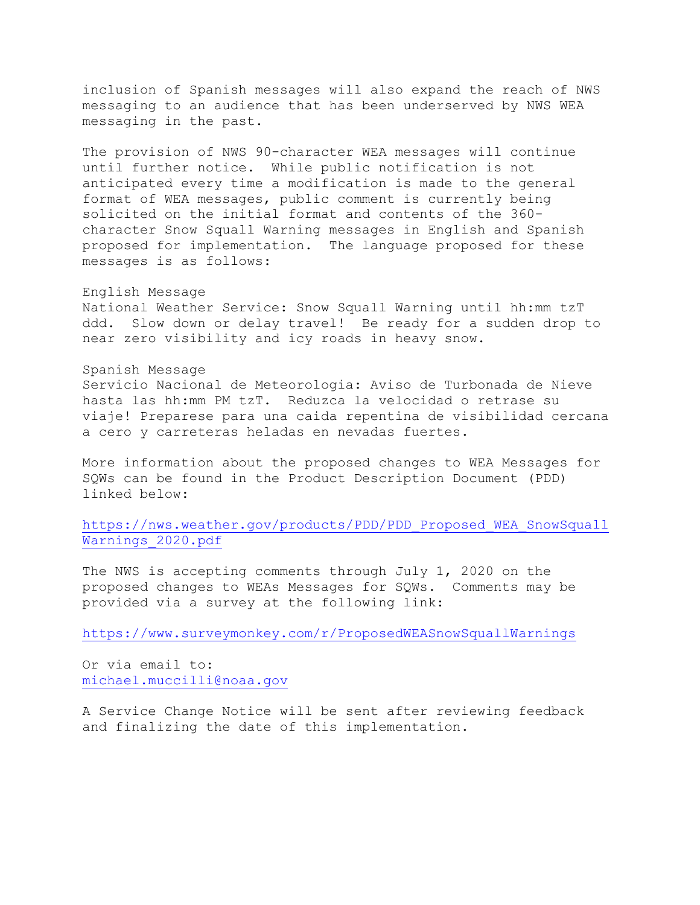inclusion of Spanish messages will also expand the reach of NWS messaging to an audience that has been underserved by NWS WEA messaging in the past.

The provision of NWS 90-character WEA messages will continue until further notice. While public notification is not anticipated every time a modification is made to the general format of WEA messages, public comment is currently being solicited on the initial format and contents of the 360-character Snow Squall Warning messages in English and Spanish proposed for implementation. The language proposed for these messages is as follows:

English Message
National Weather Service: Snow Squall Warning until hh:mm tzT ddd. Slow down or delay travel! Be ready for a sudden drop to near zero visibility and icy roads in heavy snow.

Spanish Message
Servicio Nacional de Meteorologia: Aviso de Turbonada de Nieve hasta las hh:mm PM tzT. Reduzca la velocidad o retrase su viaje! Preparese para una caida repentina de visibilidad cercana a cero y carreteras heladas en nevadas fuertes.

More information about the proposed changes to WEA Messages for SQWs can be found in the Product Description Document (PDD) linked below:

https://nws.weather.gov/products/PDD/PDD_Proposed_WEA_SnowSquallWarnings_2020.pdf

The NWS is accepting comments through July 1, 2020 on the proposed changes to WEAs Messages for SQWs. Comments may be provided via a survey at the following link:

https://www.surveymonkey.com/r/ProposedWEASnowSquallWarnings

Or via email to:
michael.muccilli@noaa.gov

A Service Change Notice will be sent after reviewing feedback and finalizing the date of this implementation.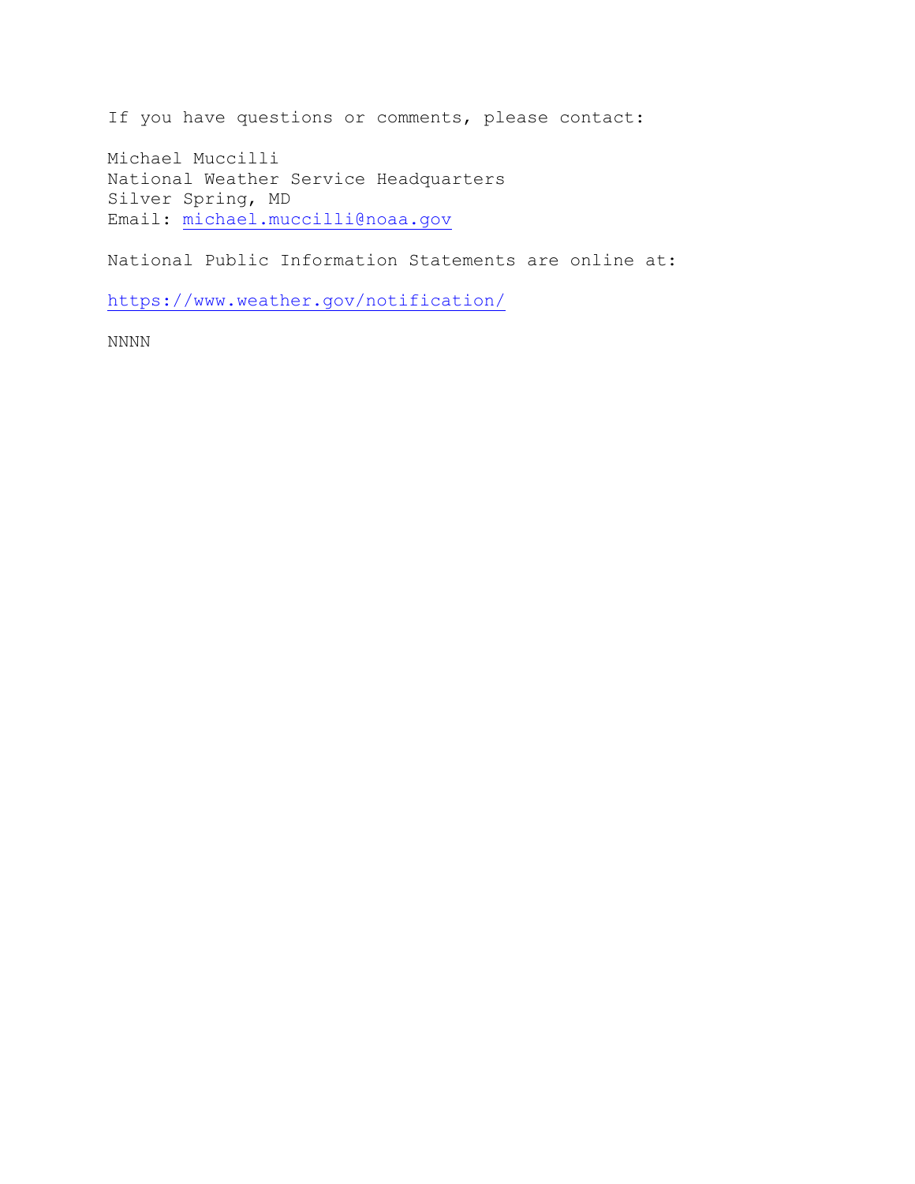If you have questions or comments, please contact:

Michael Muccilli
National Weather Service Headquarters
Silver Spring, MD
Email: michael.muccilli@noaa.gov

National Public Information Statements are online at:

https://www.weather.gov/notification/

NNNN